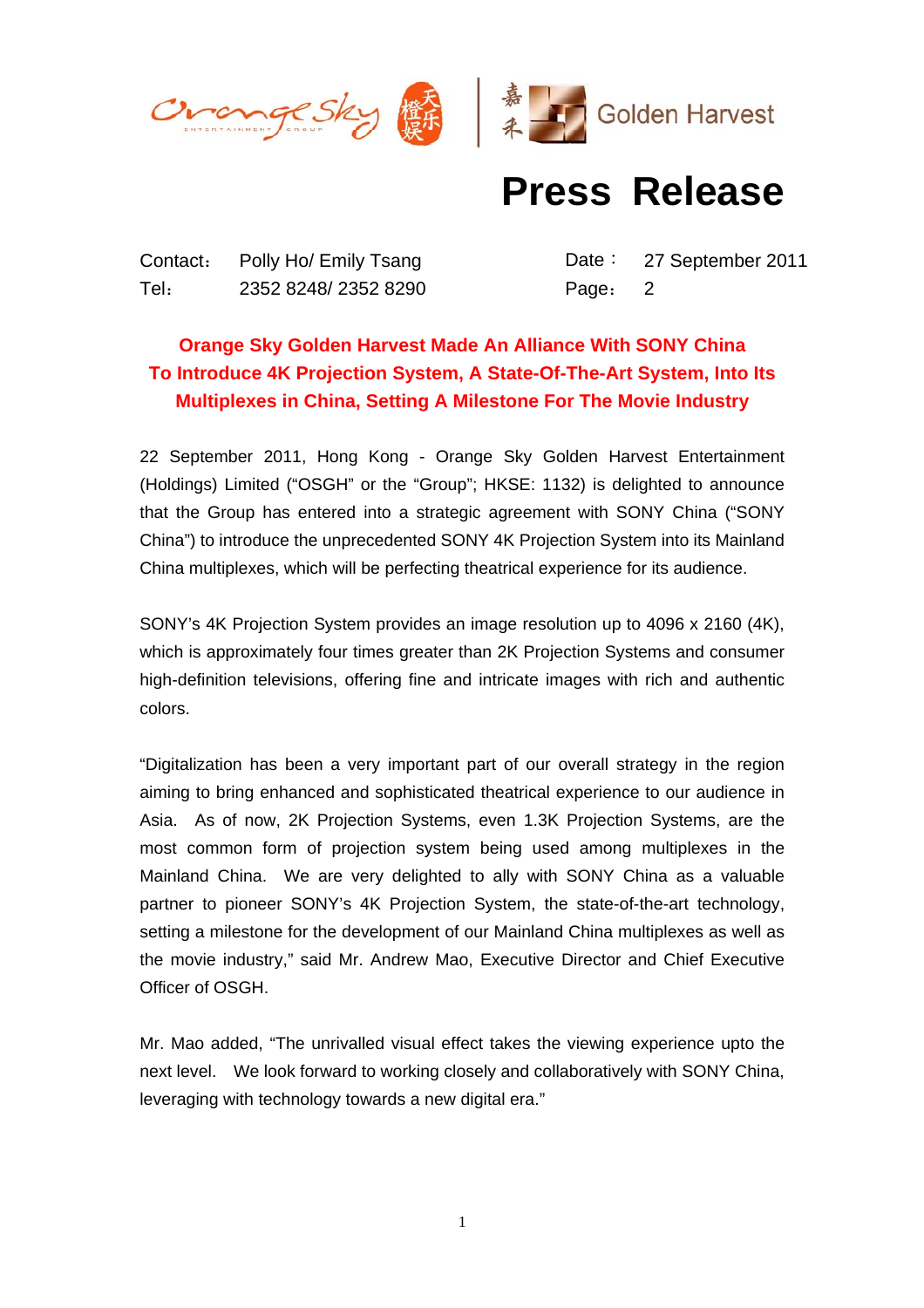# Press Release

| Contact: | Polly Ho/ Emily Tsang | Date： | 27 September 2011 |
|---|---|---|---|
| Tel: | 2352 8248/ 2352 8290 | Page: | 2 |

**Orange Sky Golden Harvest Made An Alliance With SONY China To Introduce 4K Projection System, A State-Of-The-Art System, Into Its Multiplexes in China, Setting A Milestone For The Movie Industry**

22 September 2011, Hong Kong - Orange Sky Golden Harvest Entertainment (Holdings) Limited ("OSGH" or the "Group"; HKSE: 1132) is delighted to announce that the Group has entered into a strategic agreement with SONY China ("SONY China") to introduce the unprecedented SONY 4K Projection System into its Mainland China multiplexes, which will be perfecting theatrical experience for its audience.

SONY's 4K Projection System provides an image resolution up to 4096 x 2160 (4K), which is approximately four times greater than 2K Projection Systems and consumer high-definition televisions, offering fine and intricate images with rich and authentic colors.

"Digitalization has been a very important part of our overall strategy in the region aiming to bring enhanced and sophisticated theatrical experience to our audience in Asia. As of now, 2K Projection Systems, even 1.3K Projection Systems, are the most common form of projection system being used among multiplexes in the Mainland China. We are very delighted to ally with SONY China as a valuable partner to pioneer SONY's 4K Projection System, the state-of-the-art technology, setting a milestone for the development of our Mainland China multiplexes as well as the movie industry," said Mr. Andrew Mao, Executive Director and Chief Executive Officer of OSGH.

Mr. Mao added, "The unrivalled visual effect takes the viewing experience upto the next level. We look forward to working closely and collaboratively with SONY China, leveraging with technology towards a new digital era."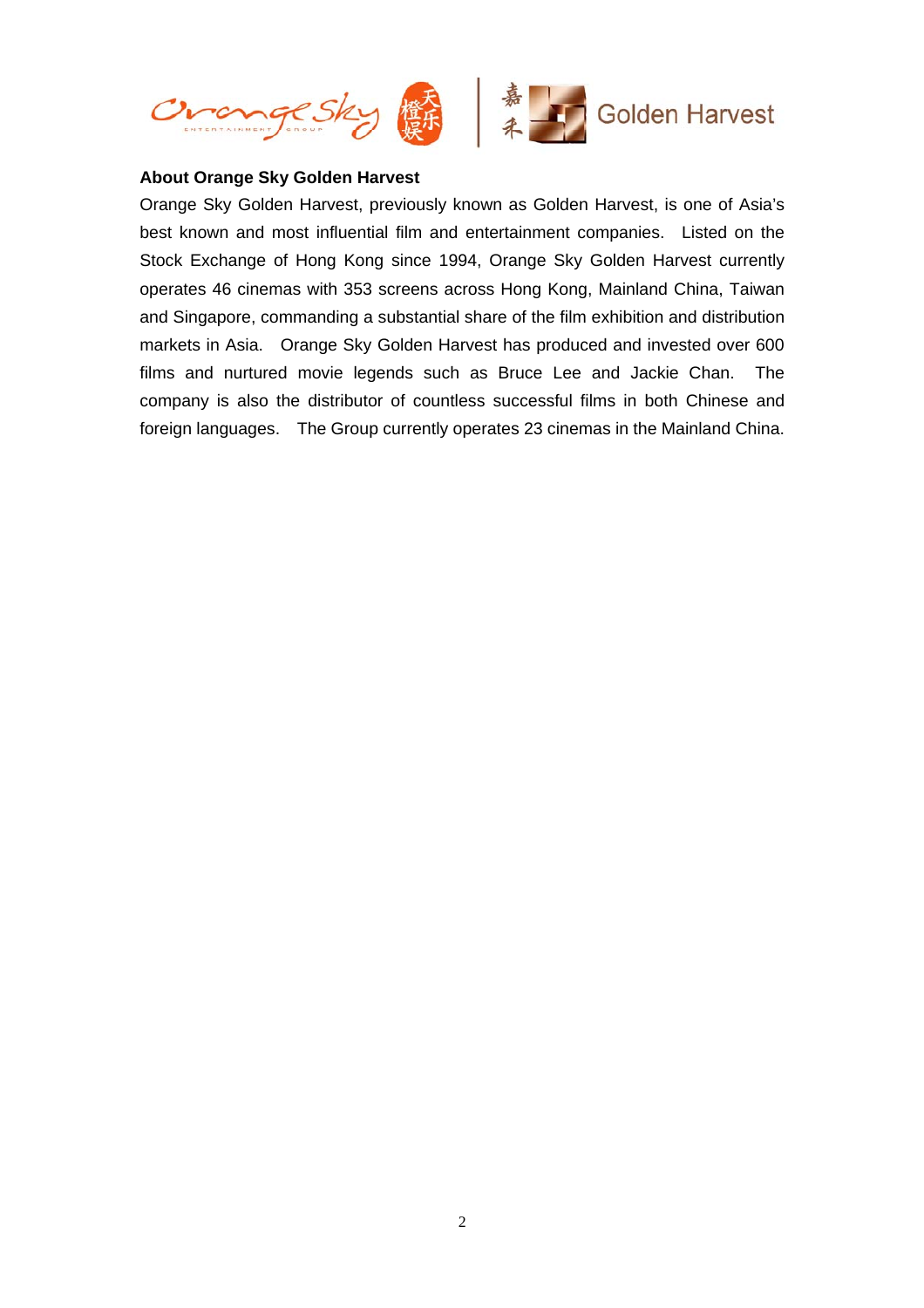**About Orange Sky Golden Harvest**

Orange Sky Golden Harvest, previously known as Golden Harvest, is one of Asia's best known and most influential film and entertainment companies. Listed on the Stock Exchange of Hong Kong since 1994, Orange Sky Golden Harvest currently operates 46 cinemas with 353 screens across Hong Kong, Mainland China, Taiwan and Singapore, commanding a substantial share of the film exhibition and distribution markets in Asia. Orange Sky Golden Harvest has produced and invested over 600 films and nurtured movie legends such as Bruce Lee and Jackie Chan. The company is also the distributor of countless successful films in both Chinese and foreign languages. The Group currently operates 23 cinemas in the Mainland China.